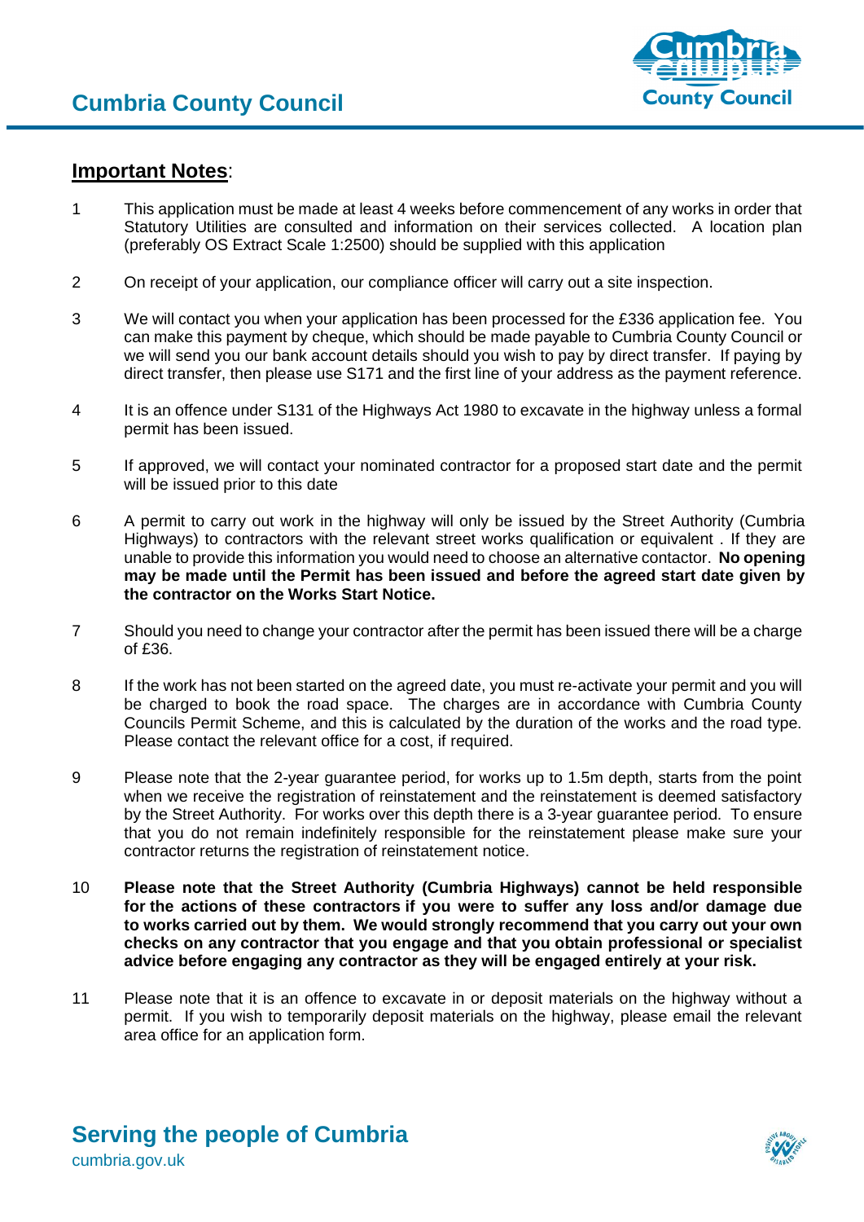# Cumbria County Council

**Important Notes**:

1. This application must be made at least 4 weeks before commencement of any works in order that Statutory Utilities are consulted and information on their services collected. A location plan (preferably OS Extract Scale 1:2500) should be supplied with this application

2. On receipt of your application, our compliance officer will carry out a site inspection.

3. We will contact you when your application has been processed for the £336 application fee. You can make this payment by cheque, which should be made payable to Cumbria County Council or we will send you our bank account details should you wish to pay by direct transfer. If paying by direct transfer, then please use S171 and the first line of your address as the payment reference.

4. It is an offence under S131 of the Highways Act 1980 to excavate in the highway unless a formal permit has been issued.

5. If approved, we will contact your nominated contractor for a proposed start date and the permit will be issued prior to this date

6. A permit to carry out work in the highway will only be issued by the Street Authority (Cumbria Highways) to contractors with the relevant street works qualification or equivalent . If they are unable to provide this information you would need to choose an alternative contactor. **No opening may be made until the Permit has been issued and before the agreed start date given by the contractor on the Works Start Notice.**

7. Should you need to change your contractor after the permit has been issued there will be a charge of £36.

8. If the work has not been started on the agreed date, you must re-activate your permit and you will be charged to book the road space. The charges are in accordance with Cumbria County Councils Permit Scheme, and this is calculated by the duration of the works and the road type. Please contact the relevant office for a cost, if required.

9. Please note that the 2-year guarantee period, for works up to 1.5m depth, starts from the point when we receive the registration of reinstatement and the reinstatement is deemed satisfactory by the Street Authority. For works over this depth there is a 3-year guarantee period. To ensure that you do not remain indefinitely responsible for the reinstatement please make sure your contractor returns the registration of reinstatement notice.

10. **Please note that the Street Authority (Cumbria Highways) cannot be held responsible for the actions of these contractors if you were to suffer any loss and/or damage due to works carried out by them. We would strongly recommend that you carry out your own checks on any contractor that you engage and that you obtain professional or specialist advice before engaging any contractor as they will be engaged entirely at your risk.**

11. Please note that it is an offence to excavate in or deposit materials on the highway without a permit. If you wish to temporarily deposit materials on the highway, please email the relevant area office for an application form.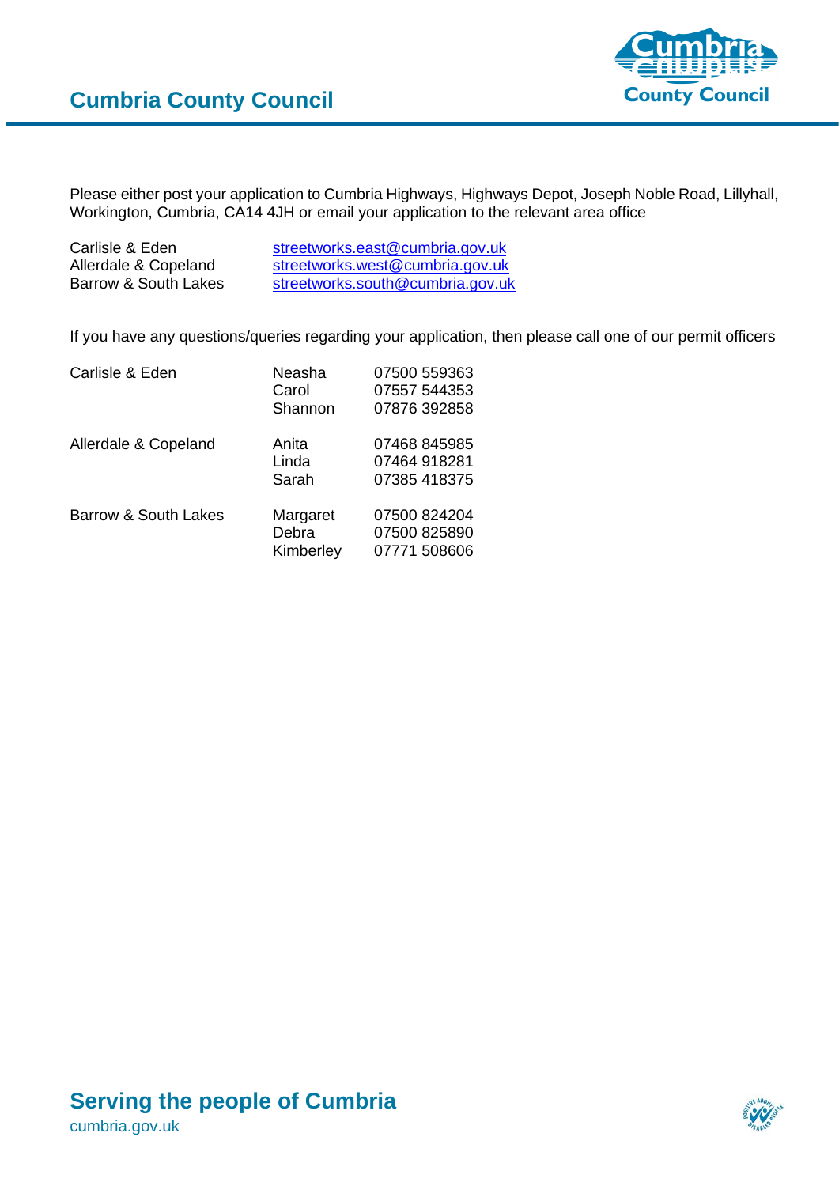Please either post your application to Cumbria Highways, Highways Depot, Joseph Noble Road, Lillyhall, Workington, Cumbria, CA14 4JH or email your application to the relevant area office

| | |
|---|---|
| Carlisle & Eden | streetworks.east@cumbria.gov.uk |
| Allerdale & Copeland | streetworks.west@cumbria.gov.uk |
| Barrow & South Lakes | streetworks.south@cumbria.gov.uk |

If you have any questions/queries regarding your application, then please call one of our permit officers

| | | |
|---|---|---|
| Carlisle & Eden | Neasha | 07500 559363 |
| | Carol | 07557 544353 |
| | Shannon | 07876 392858 |
| Allerdale & Copeland | Anita | 07468 845985 |
| | Linda | 07464 918281 |
| | Sarah | 07385 418375 |
| Barrow & South Lakes | Margaret | 07500 824204 |
| | Debra | 07500 825890 |
| | Kimberley | 07771 508606 |